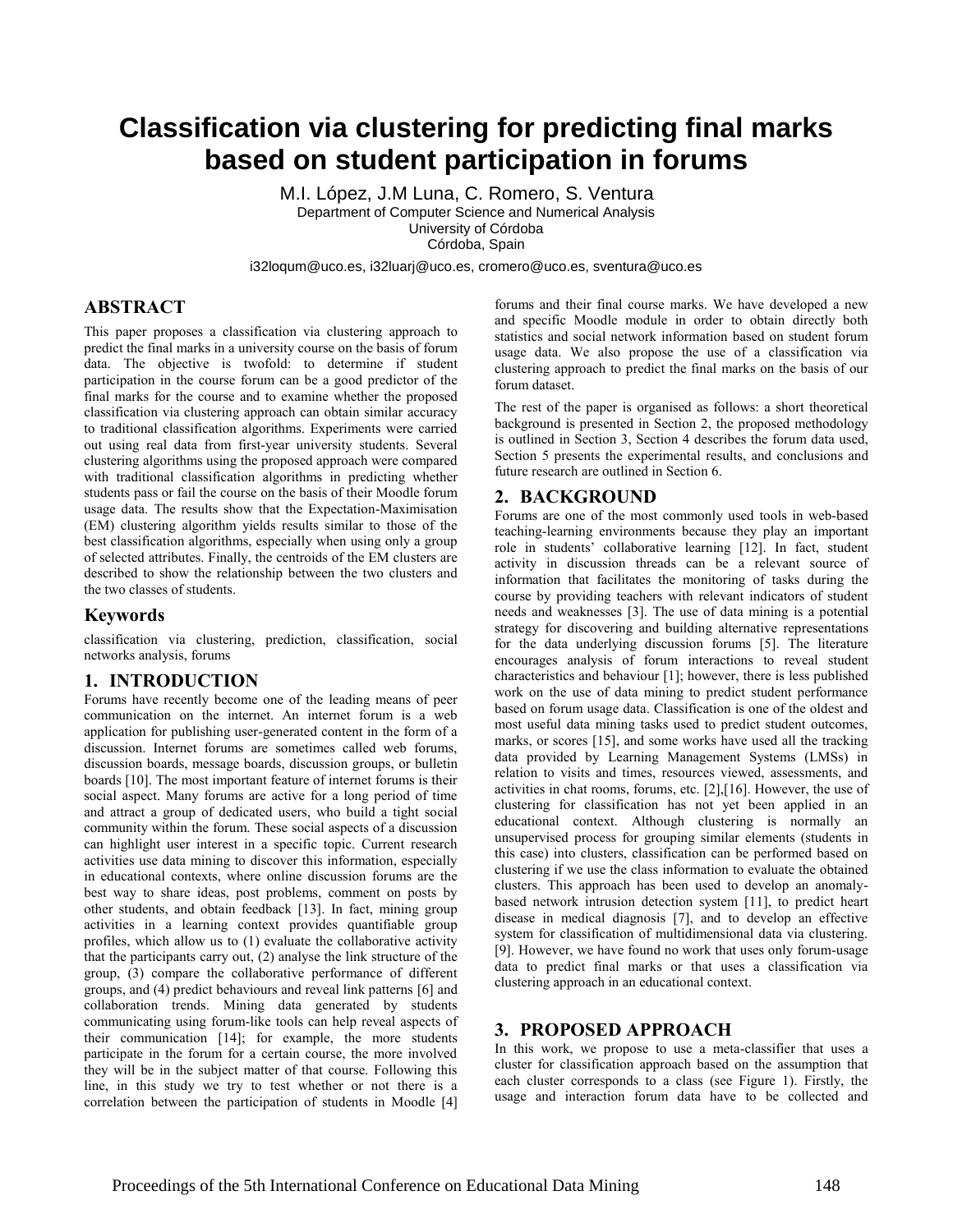# Classification via clustering for predicting final marks based on student participation in forums

M.I. López, J.M Luna, C. Romero, S. Ventura
Department of Computer Science and Numerical Analysis
University of Córdoba
Córdoba, Spain

i32loqum@uco.es, i32luarj@uco.es, cromero@uco.es, sventura@uco.es

## ABSTRACT

This paper proposes a classification via clustering approach to predict the final marks in a university course on the basis of forum data. The objective is twofold: to determine if student participation in the course forum can be a good predictor of the final marks for the course and to examine whether the proposed classification via clustering approach can obtain similar accuracy to traditional classification algorithms. Experiments were carried out using real data from first-year university students. Several clustering algorithms using the proposed approach were compared with traditional classification algorithms in predicting whether students pass or fail the course on the basis of their Moodle forum usage data. The results show that the Expectation-Maximisation (EM) clustering algorithm yields results similar to those of the best classification algorithms, especially when using only a group of selected attributes. Finally, the centroids of the EM clusters are described to show the relationship between the two clusters and the two classes of students.

### Keywords

classification via clustering, prediction, classification, social networks analysis, forums

## 1. INTRODUCTION

Forums have recently become one of the leading means of peer communication on the internet. An internet forum is a web application for publishing user-generated content in the form of a discussion. Internet forums are sometimes called web forums, discussion boards, message boards, discussion groups, or bulletin boards [10]. The most important feature of internet forums is their social aspect. Many forums are active for a long period of time and attract a group of dedicated users, who build a tight social community within the forum. These social aspects of a discussion can highlight user interest in a specific topic. Current research activities use data mining to discover this information, especially in educational contexts, where online discussion forums are the best way to share ideas, post problems, comment on posts by other students, and obtain feedback [13]. In fact, mining group activities in a learning context provides quantifiable group profiles, which allow us to (1) evaluate the collaborative activity that the participants carry out, (2) analyse the link structure of the group, (3) compare the collaborative performance of different groups, and (4) predict behaviours and reveal link patterns [6] and collaboration trends. Mining data generated by students communicating using forum-like tools can help reveal aspects of their communication [14]; for example, the more students participate in the forum for a certain course, the more involved they will be in the subject matter of that course. Following this line, in this study we try to test whether or not there is a correlation between the participation of students in Moodle [4] forums and their final course marks. We have developed a new and specific Moodle module in order to obtain directly both statistics and social network information based on student forum usage data. We also propose the use of a classification via clustering approach to predict the final marks on the basis of our forum dataset.

The rest of the paper is organised as follows: a short theoretical background is presented in Section 2, the proposed methodology is outlined in Section 3, Section 4 describes the forum data used, Section 5 presents the experimental results, and conclusions and future research are outlined in Section 6.

## 2. BACKGROUND

Forums are one of the most commonly used tools in web-based teaching-learning environments because they play an important role in students' collaborative learning [12]. In fact, student activity in discussion threads can be a relevant source of information that facilitates the monitoring of tasks during the course by providing teachers with relevant indicators of student needs and weaknesses [3]. The use of data mining is a potential strategy for discovering and building alternative representations for the data underlying discussion forums [5]. The literature encourages analysis of forum interactions to reveal student characteristics and behaviour [1]; however, there is less published work on the use of data mining to predict student performance based on forum usage data. Classification is one of the oldest and most useful data mining tasks used to predict student outcomes, marks, or scores [15], and some works have used all the tracking data provided by Learning Management Systems (LMSs) in relation to visits and times, resources viewed, assessments, and activities in chat rooms, forums, etc. [2],[16]. However, the use of clustering for classification has not yet been applied in an educational context. Although clustering is normally an unsupervised process for grouping similar elements (students in this case) into clusters, classification can be performed based on clustering if we use the class information to evaluate the obtained clusters. This approach has been used to develop an anomaly-based network intrusion detection system [11], to predict heart disease in medical diagnosis [7], and to develop an effective system for classification of multidimensional data via clustering. [9]. However, we have found no work that uses only forum-usage data to predict final marks or that uses a classification via clustering approach in an educational context.

## 3. PROPOSED APPROACH

In this work, we propose to use a meta-classifier that uses a cluster for classification approach based on the assumption that each cluster corresponds to a class (see Figure 1). Firstly, the usage and interaction forum data have to be collected and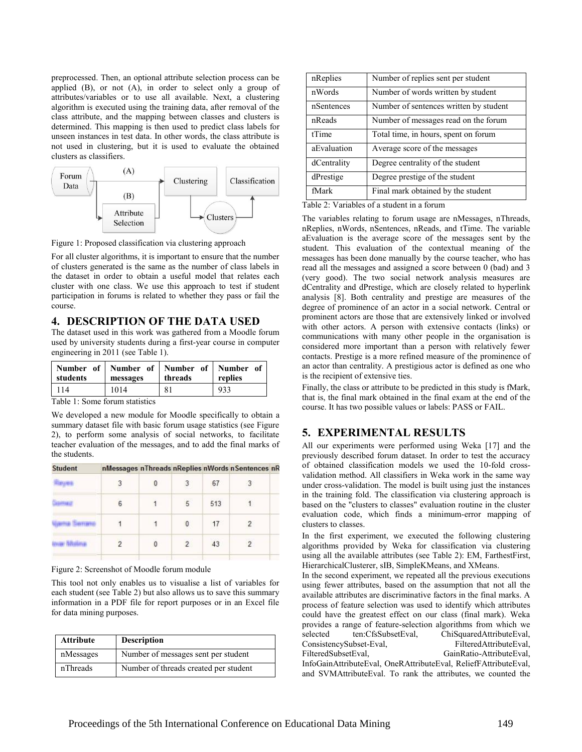preprocessed. Then, an optional attribute selection process can be applied (B), or not (A), in order to select only a group of attributes/variables or to use all available. Next, a clustering algorithm is executed using the training data, after removal of the class attribute, and the mapping between classes and clusters is determined. This mapping is then used to predict class labels for unseen instances in test data. In other words, the class attribute is not used in clustering, but it is used to evaluate the obtained clusters as classifiers.

Figure 1: Proposed classification via clustering approach

For all cluster algorithms, it is important to ensure that the number of clusters generated is the same as the number of class labels in the dataset in order to obtain a useful model that relates each cluster with one class. We use this approach to test if student participation in forums is related to whether they pass or fail the course.

## 4. DESCRIPTION OF THE DATA USED

The dataset used in this work was gathered from a Moodle forum used by university students during a first-year course in computer engineering in 2011 (see Table 1).

| Number of students | Number of messages | Number of threads | Number of replies |
|---|---|---|---|
| 114 | 1014 | 81 | 933 |

Table 1: Some forum statistics

We developed a new module for Moodle specifically to obtain a summary dataset file with basic forum usage statistics (see Figure 2), to perform some analysis of social networks, to facilitate teacher evaluation of the messages, and to add the final marks of the students.

| Student | nMessages | nThreads | nReplies | nWords | nSentences | nR |
|---|---|---|---|---|---|---|
| | 3 | 0 | 3 | 67 | 3 | |
| | 6 | 1 | 5 | 513 | 1 | |
| | 1 | 1 | 0 | 17 | 2 | |
| | 2 | 0 | 2 | 43 | 2 | |

Figure 2: Screenshot of Moodle forum module

This tool not only enables us to visualise a list of variables for each student (see Table 2) but also allows us to save this summary information in a PDF file for report purposes or in an Excel file for data mining purposes.

| Attribute | Description |
|---|---|
| nMessages | Number of messages sent per student |
| nThreads | Number of threads created per student |
| nReplies | Number of replies sent per student |
| nWords | Number of words written by student |
| nSentences | Number of sentences written by student |
| nReads | Number of messages read on the forum |
| tTime | Total time, in hours, spent on forum |
| aEvaluation | Average score of the messages |
| dCentrality | Degree centrality of the student |
| dPrestige | Degree prestige of the student |
| fMark | Final mark obtained by the student |

Table 2: Variables of a student in a forum

The variables relating to forum usage are nMessages, nThreads, nReplies, nWords, nSentences, nReads, and tTime. The variable aEvaluation is the average score of the messages sent by the student. This evaluation of the contextual meaning of the messages has been done manually by the course teacher, who has read all the messages and assigned a score between 0 (bad) and 3 (very good). The two social network analysis measures are dCentrality and dPrestige, which are closely related to hyperlink analysis [8]. Both centrality and prestige are measures of the degree of prominence of an actor in a social network. Central or prominent actors are those that are extensively linked or involved with other actors. A person with extensive contacts (links) or communications with many other people in the organisation is considered more important than a person with relatively fewer contacts. Prestige is a more refined measure of the prominence of an actor than centrality. A prestigious actor is defined as one who is the recipient of extensive ties.

Finally, the class or attribute to be predicted in this study is fMark, that is, the final mark obtained in the final exam at the end of the course. It has two possible values or labels: PASS or FAIL.

## 5. EXPERIMENTAL RESULTS

All our experiments were performed using Weka [17] and the previously described forum dataset. In order to test the accuracy of obtained classification models we used the 10-fold cross-validation method. All classifiers in Weka work in the same way under cross-validation. The model is built using just the instances in the training fold. The classification via clustering approach is based on the "clusters to classes" evaluation routine in the cluster evaluation code, which finds a minimum-error mapping of clusters to classes.

In the first experiment, we executed the following clustering algorithms provided by Weka for classification via clustering using all the available attributes (see Table 2): EM, FarthestFirst, HierarchicalClusterer, sIB, SimpleKMeans, and XMeans.

In the second experiment, we repeated all the previous executions using fewer attributes, based on the assumption that not all the available attributes are discriminative factors in the final marks. A process of feature selection was used to identify which attributes could have the greatest effect on our class (final mark). Weka provides a range of feature-selection algorithms from which we selected ten:CfsSubsetEval, ChiSquaredAttributeEval, ConsistencySubset-Eval, FilteredAttributeEval, FilteredSubsetEval, GainRatio-AttributeEval, InfoGainAttributeEval, OneRAttributeEval, ReliefFAttributeEval, and SVMAttributeEval. To rank the attributes, we counted the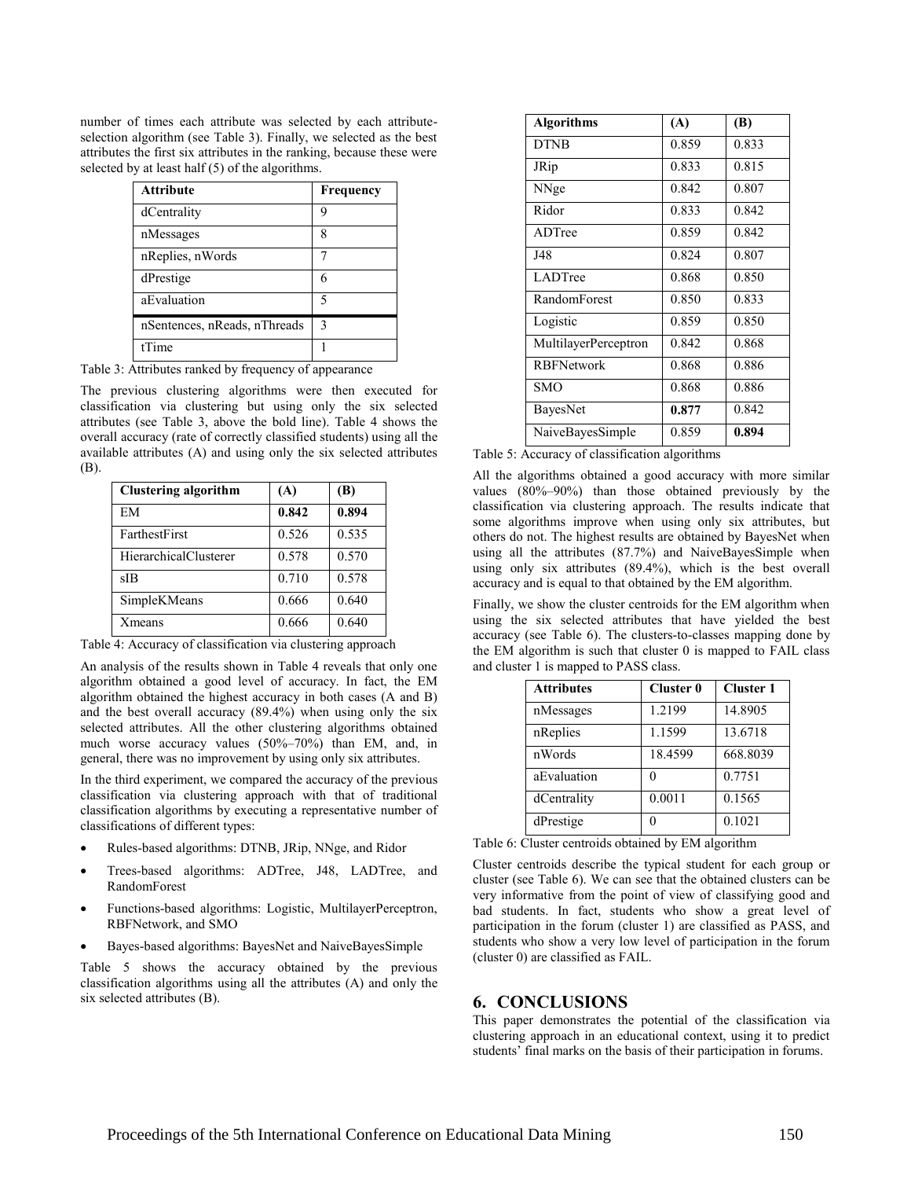number of times each attribute was selected by each attribute-selection algorithm (see Table 3). Finally, we selected as the best attributes the first six attributes in the ranking, because these were selected by at least half (5) of the algorithms.

| Attribute | Frequency |
|---|---|
| dCentrality | 9 |
| nMessages | 8 |
| nReplies, nWords | 7 |
| dPrestige | 6 |
| aEvaluation | 5 |
| nSentences, nReads, nThreads | 3 |
| tTime | 1 |

Table 3: Attributes ranked by frequency of appearance

The previous clustering algorithms were then executed for classification via clustering but using only the six selected attributes (see Table 3, above the bold line). Table 4 shows the overall accuracy (rate of correctly classified students) using all the available attributes (A) and using only the six selected attributes (B).

| Clustering algorithm | (A) | (B) |
|---|---|---|
| EM | **0.842** | **0.894** |
| FarthestFirst | 0.526 | 0.535 |
| HierarchicalClusterer | 0.578 | 0.570 |
| sIB | 0.710 | 0.578 |
| SimpleKMeans | 0.666 | 0.640 |
| Xmeans | 0.666 | 0.640 |

Table 4: Accuracy of classification via clustering approach

An analysis of the results shown in Table 4 reveals that only one algorithm obtained a good level of accuracy. In fact, the EM algorithm obtained the highest accuracy in both cases (A and B) and the best overall accuracy (89.4%) when using only the six selected attributes. All the other clustering algorithms obtained much worse accuracy values (50%–70%) than EM, and, in general, there was no improvement by using only six attributes.

In the third experiment, we compared the accuracy of the previous classification via clustering approach with that of traditional classification algorithms by executing a representative number of classifications of different types:

- Rules-based algorithms: DTNB, JRip, NNge, and Ridor
- Trees-based algorithms: ADTree, J48, LADTree, and RandomForest
- Functions-based algorithms: Logistic, MultilayerPerceptron, RBFNetwork, and SMO
- Bayes-based algorithms: BayesNet and NaiveBayesSimple

Table 5 shows the accuracy obtained by the previous classification algorithms using all the attributes (A) and only the six selected attributes (B).

| Algorithms | (A) | (B) |
|---|---|---|
| DTNB | 0.859 | 0.833 |
| JRip | 0.833 | 0.815 |
| NNge | 0.842 | 0.807 |
| Ridor | 0.833 | 0.842 |
| ADTree | 0.859 | 0.842 |
| J48 | 0.824 | 0.807 |
| LADTree | 0.868 | 0.850 |
| RandomForest | 0.850 | 0.833 |
| Logistic | 0.859 | 0.850 |
| MultilayerPerceptron | 0.842 | 0.868 |
| RBFNetwork | 0.868 | 0.886 |
| SMO | 0.868 | 0.886 |
| BayesNet | **0.877** | 0.842 |
| NaiveBayesSimple | 0.859 | **0.894** |

Table 5: Accuracy of classification algorithms

All the algorithms obtained a good accuracy with more similar values (80%–90%) than those obtained previously by the classification via clustering approach. The results indicate that some algorithms improve when using only six attributes, but others do not. The highest results are obtained by BayesNet when using all the attributes (87.7%) and NaiveBayesSimple when using only six attributes (89.4%), which is the best overall accuracy and is equal to that obtained by the EM algorithm.

Finally, we show the cluster centroids for the EM algorithm when using the six selected attributes that have yielded the best accuracy (see Table 6). The clusters-to-classes mapping done by the EM algorithm is such that cluster 0 is mapped to FAIL class and cluster 1 is mapped to PASS class.

| Attributes | Cluster 0 | Cluster 1 |
|---|---|---|
| nMessages | 1.2199 | 14.8905 |
| nReplies | 1.1599 | 13.6718 |
| nWords | 18.4599 | 668.8039 |
| aEvaluation | 0 | 0.7751 |
| dCentrality | 0.0011 | 0.1565 |
| dPrestige | 0 | 0.1021 |

Table 6: Cluster centroids obtained by EM algorithm

Cluster centroids describe the typical student for each group or cluster (see Table 6). We can see that the obtained clusters can be very informative from the point of view of classifying good and bad students. In fact, students who show a great level of participation in the forum (cluster 1) are classified as PASS, and students who show a very low level of participation in the forum (cluster 0) are classified as FAIL.

## 6. CONCLUSIONS

This paper demonstrates the potential of the classification via clustering approach in an educational context, using it to predict students' final marks on the basis of their participation in forums.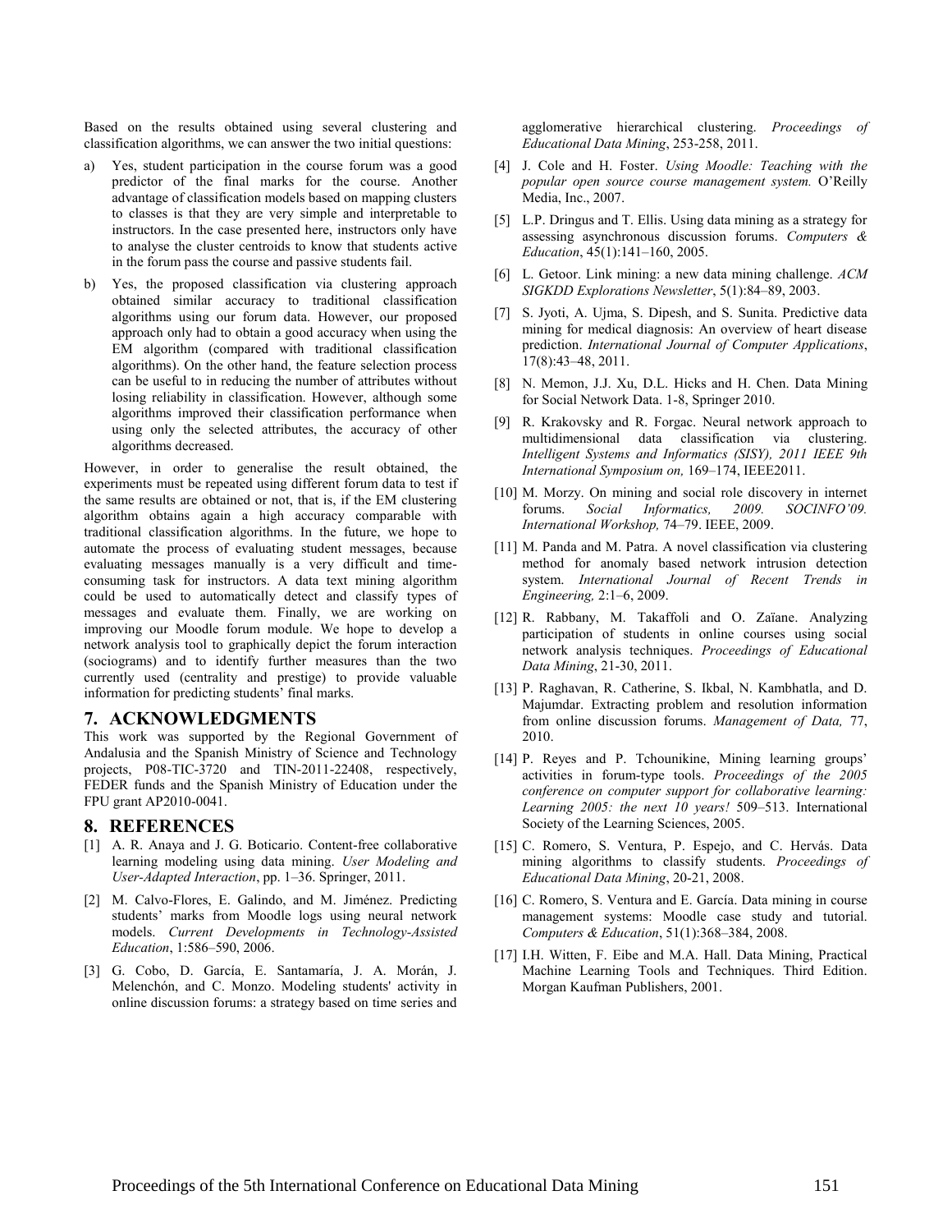Based on the results obtained using several clustering and classification algorithms, we can answer the two initial questions:

a) Yes, student participation in the course forum was a good predictor of the final marks for the course. Another advantage of classification models based on mapping clusters to classes is that they are very simple and interpretable to instructors. In the case presented here, instructors only have to analyse the cluster centroids to know that students active in the forum pass the course and passive students fail.

b) Yes, the proposed classification via clustering approach obtained similar accuracy to traditional classification algorithms using our forum data. However, our proposed approach only had to obtain a good accuracy when using the EM algorithm (compared with traditional classification algorithms). On the other hand, the feature selection process can be useful to in reducing the number of attributes without losing reliability in classification. However, although some algorithms improved their classification performance when using only the selected attributes, the accuracy of other algorithms decreased.

However, in order to generalise the result obtained, the experiments must be repeated using different forum data to test if the same results are obtained or not, that is, if the EM clustering algorithm obtains again a high accuracy comparable with traditional classification algorithms. In the future, we hope to automate the process of evaluating student messages, because evaluating messages manually is a very difficult and time-consuming task for instructors. A data text mining algorithm could be used to automatically detect and classify types of messages and evaluate them. Finally, we are working on improving our Moodle forum module. We hope to develop a network analysis tool to graphically depict the forum interaction (sociograms) and to identify further measures than the two currently used (centrality and prestige) to provide valuable information for predicting students' final marks.

## 7. ACKNOWLEDGMENTS

This work was supported by the Regional Government of Andalusia and the Spanish Ministry of Science and Technology projects, P08-TIC-3720 and TIN-2011-22408, respectively, FEDER funds and the Spanish Ministry of Education under the FPU grant AP2010-0041.

## 8. REFERENCES

[1] A. R. Anaya and J. G. Boticario. Content-free collaborative learning modeling using data mining. *User Modeling and User-Adapted Interaction*, pp. 1–36. Springer, 2011.

[2] M. Calvo-Flores, E. Galindo, and M. Jiménez. Predicting students' marks from Moodle logs using neural network models. *Current Developments in Technology-Assisted Education*, 1:586–590, 2006.

[3] G. Cobo, D. García, E. Santamaría, J. A. Morán, J. Melenchón, and C. Monzo. Modeling students' activity in online discussion forums: a strategy based on time series and agglomerative hierarchical clustering. *Proceedings of Educational Data Mining*, 253-258, 2011.

[4] J. Cole and H. Foster. *Using Moodle: Teaching with the popular open source course management system.* O'Reilly Media, Inc., 2007.

[5] L.P. Dringus and T. Ellis. Using data mining as a strategy for assessing asynchronous discussion forums. *Computers & Education*, 45(1):141–160, 2005.

[6] L. Getoor. Link mining: a new data mining challenge. *ACM SIGKDD Explorations Newsletter*, 5(1):84–89, 2003.

[7] S. Jyoti, A. Ujma, S. Dipesh, and S. Sunita. Predictive data mining for medical diagnosis: An overview of heart disease prediction. *International Journal of Computer Applications*, 17(8):43–48, 2011.

[8] N. Memon, J.J. Xu, D.L. Hicks and H. Chen. Data Mining for Social Network Data. 1-8, Springer 2010.

[9] R. Krakovsky and R. Forgac. Neural network approach to multidimensional data classification via clustering. *Intelligent Systems and Informatics (SISY), 2011 IEEE 9th International Symposium on,* 169–174, IEEE2011.

[10] M. Morzy. On mining and social role discovery in internet forums. *Social Informatics, 2009. SOCINFO'09. International Workshop,* 74–79. IEEE, 2009.

[11] M. Panda and M. Patra. A novel classification via clustering method for anomaly based network intrusion detection system. *International Journal of Recent Trends in Engineering,* 2:1–6, 2009.

[12] R. Rabbany, M. Takaffoli and O. Zaïane. Analyzing participation of students in online courses using social network analysis techniques. *Proceedings of Educational Data Mining*, 21-30, 2011.

[13] P. Raghavan, R. Catherine, S. Ikbal, N. Kambhatla, and D. Majumdar. Extracting problem and resolution information from online discussion forums. *Management of Data,* 77, 2010.

[14] P. Reyes and P. Tchounikine, Mining learning groups' activities in forum-type tools. *Proceedings of the 2005 conference on computer support for collaborative learning: Learning 2005: the next 10 years!* 509–513. International Society of the Learning Sciences, 2005.

[15] C. Romero, S. Ventura, P. Espejo, and C. Hervás. Data mining algorithms to classify students. *Proceedings of Educational Data Mining*, 20-21, 2008.

[16] C. Romero, S. Ventura and E. García. Data mining in course management systems: Moodle case study and tutorial. *Computers & Education*, 51(1):368–384, 2008.

[17] I.H. Witten, F. Eibe and M.A. Hall. Data Mining, Practical Machine Learning Tools and Techniques. Third Edition. Morgan Kaufman Publishers, 2001.